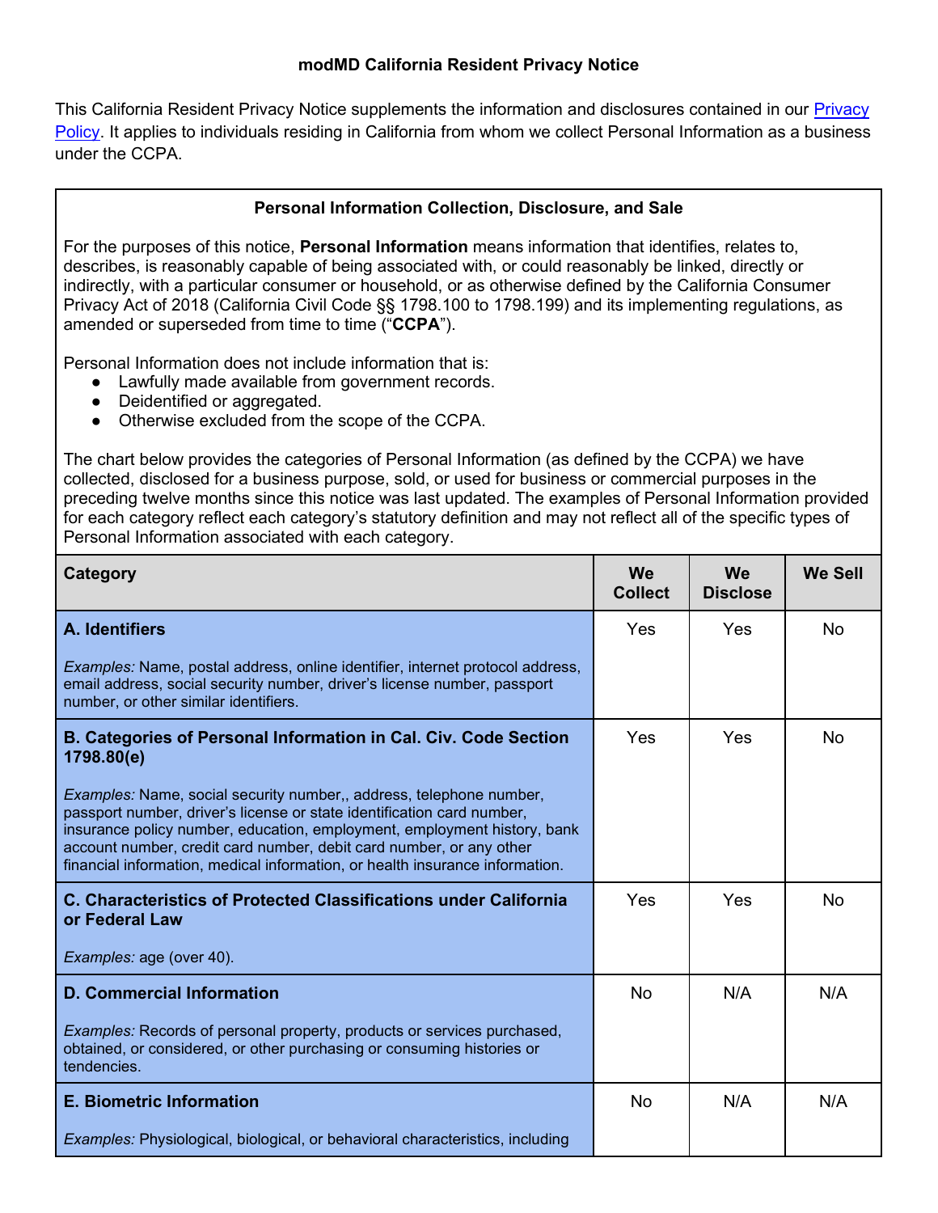# modMD California Resident Privacy Notice

This California Resident Privacy Notice supplements the information and disclosures contained in our [Privacy Policy](). It applies to individuals residing in California from whom we collect Personal Information as a business under the CCPA.

## Personal Information Collection, Disclosure, and Sale

For the purposes of this notice, **Personal Information** means information that identifies, relates to, describes, is reasonably capable of being associated with, or could reasonably be linked, directly or indirectly, with a particular consumer or household, or as otherwise defined by the California Consumer Privacy Act of 2018 (California Civil Code §§ 1798.100 to 1798.199) and its implementing regulations, as amended or superseded from time to time ("**CCPA**").

Personal Information does not include information that is:

- Lawfully made available from government records.
- Deidentified or aggregated.
- Otherwise excluded from the scope of the CCPA.

The chart below provides the categories of Personal Information (as defined by the CCPA) we have collected, disclosed for a business purpose, sold, or used for business or commercial purposes in the preceding twelve months since this notice was last updated. The examples of Personal Information provided for each category reflect each category's statutory definition and may not reflect all of the specific types of Personal Information associated with each category.

| Category | We Collect | We Disclose | We Sell |
|---|---|---|---|
| **A. Identifiers**<br><br>*Examples:* Name, postal address, online identifier, internet protocol address, email address, social security number, driver's license number, passport number, or other similar identifiers. | Yes | Yes | No |
| **B. Categories of Personal Information in Cal. Civ. Code Section 1798.80(e)**<br><br>*Examples:* Name, social security number,, address, telephone number, passport number, driver's license or state identification card number, insurance policy number, education, employment, employment history, bank account number, credit card number, debit card number, or any other financial information, medical information, or health insurance information. | Yes | Yes | No |
| **C. Characteristics of Protected Classifications under California or Federal Law**<br><br>*Examples:* age (over 40). | Yes | Yes | No |
| **D. Commercial Information**<br><br>*Examples:* Records of personal property, products or services purchased, obtained, or considered, or other purchasing or consuming histories or tendencies. | No | N/A | N/A |
| **E. Biometric Information**<br><br>*Examples:* Physiological, biological, or behavioral characteristics, including | No | N/A | N/A |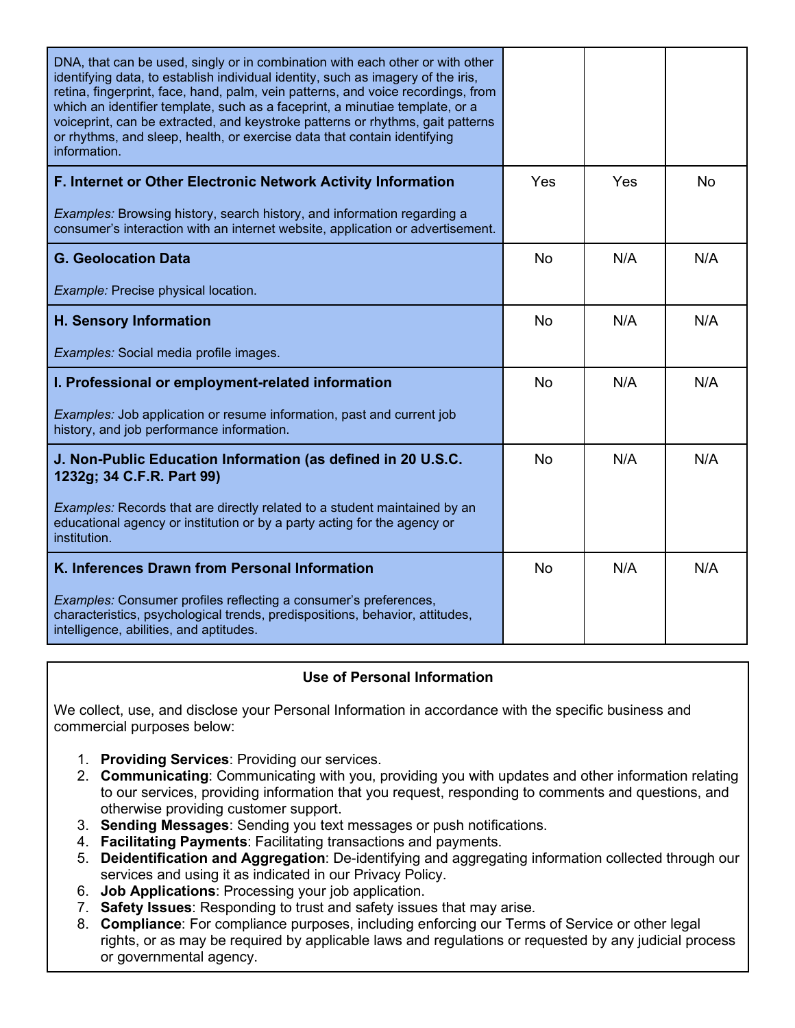| | | | |
|---|---|---|---|
| DNA, that can be used, singly or in combination with each other or with other identifying data, to establish individual identity, such as imagery of the iris, retina, fingerprint, face, hand, palm, vein patterns, and voice recordings, from which an identifier template, such as a faceprint, a minutiae template, or a voiceprint, can be extracted, and keystroke patterns or rhythms, gait patterns or rhythms, and sleep, health, or exercise data that contain identifying information. | | | |
| **F. Internet or Other Electronic Network Activity Information**<br><br>*Examples:* Browsing history, search history, and information regarding a consumer's interaction with an internet website, application or advertisement. | Yes | Yes | No |
| **G. Geolocation Data**<br><br>*Example:* Precise physical location. | No | N/A | N/A |
| **H. Sensory Information**<br><br>*Examples:* Social media profile images. | No | N/A | N/A |
| **I. Professional or employment-related information**<br><br>*Examples:* Job application or resume information, past and current job history, and job performance information. | No | N/A | N/A |
| **J. Non-Public Education Information (as defined in 20 U.S.C. 1232g; 34 C.F.R. Part 99)**<br><br>*Examples:* Records that are directly related to a student maintained by an educational agency or institution or by a party acting for the agency or institution. | No | N/A | N/A |
| **K. Inferences Drawn from Personal Information**<br><br>*Examples:* Consumer profiles reflecting a consumer's preferences, characteristics, psychological trends, predispositions, behavior, attitudes, intelligence, abilities, and aptitudes. | No | N/A | N/A |

**Use of Personal Information**

We collect, use, and disclose your Personal Information in accordance with the specific business and commercial purposes below:

1. **Providing Services**: Providing our services.
2. **Communicating**: Communicating with you, providing you with updates and other information relating to our services, providing information that you request, responding to comments and questions, and otherwise providing customer support.
3. **Sending Messages**: Sending you text messages or push notifications.
4. **Facilitating Payments**: Facilitating transactions and payments.
5. **Deidentification and Aggregation**: De-identifying and aggregating information collected through our services and using it as indicated in our Privacy Policy.
6. **Job Applications**: Processing your job application.
7. **Safety Issues**: Responding to trust and safety issues that may arise.
8. **Compliance**: For compliance purposes, including enforcing our Terms of Service or other legal rights, or as may be required by applicable laws and regulations or requested by any judicial process or governmental agency.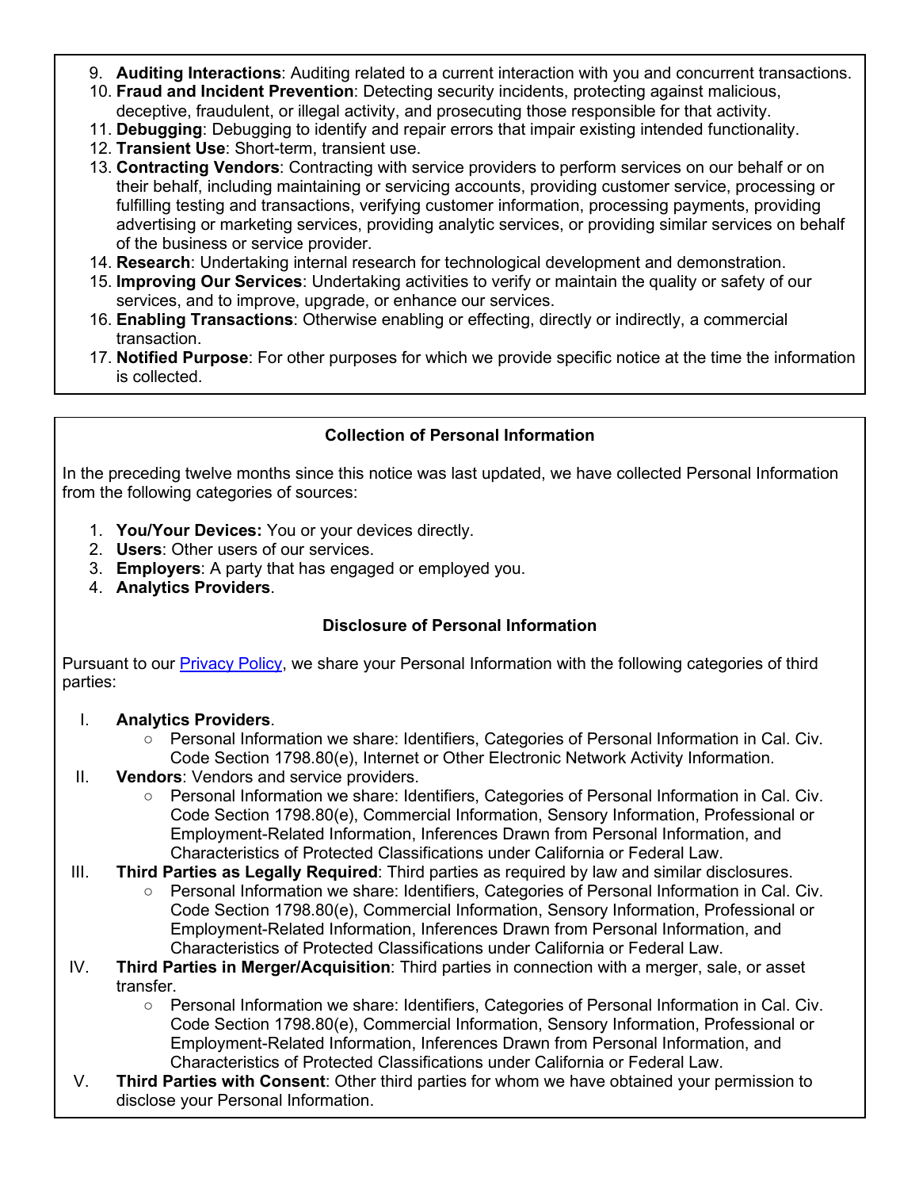9. **Auditing Interactions**: Auditing related to a current interaction with you and concurrent transactions.
10. **Fraud and Incident Prevention**: Detecting security incidents, protecting against malicious, deceptive, fraudulent, or illegal activity, and prosecuting those responsible for that activity.
11. **Debugging**: Debugging to identify and repair errors that impair existing intended functionality.
12. **Transient Use**: Short-term, transient use.
13. **Contracting Vendors**: Contracting with service providers to perform services on our behalf or on their behalf, including maintaining or servicing accounts, providing customer service, processing or fulfilling testing and transactions, verifying customer information, processing payments, providing advertising or marketing services, providing analytic services, or providing similar services on behalf of the business or service provider.
14. **Research**: Undertaking internal research for technological development and demonstration.
15. **Improving Our Services**: Undertaking activities to verify or maintain the quality or safety of our services, and to improve, upgrade, or enhance our services.
16. **Enabling Transactions**: Otherwise enabling or effecting, directly or indirectly, a commercial transaction.
17. **Notified Purpose**: For other purposes for which we provide specific notice at the time the information is collected.

### Collection of Personal Information

In the preceding twelve months since this notice was last updated, we have collected Personal Information from the following categories of sources:

1. **You/Your Devices:** You or your devices directly.
2. **Users**: Other users of our services.
3. **Employers**: A party that has engaged or employed you.
4. **Analytics Providers**.

### Disclosure of Personal Information

Pursuant to our Privacy Policy, we share your Personal Information with the following categories of third parties:

I. **Analytics Providers**.
   - Personal Information we share: Identifiers, Categories of Personal Information in Cal. Civ. Code Section 1798.80(e), Internet or Other Electronic Network Activity Information.

II. **Vendors**: Vendors and service providers.
   - Personal Information we share: Identifiers, Categories of Personal Information in Cal. Civ. Code Section 1798.80(e), Commercial Information, Sensory Information, Professional or Employment-Related Information, Inferences Drawn from Personal Information, and Characteristics of Protected Classifications under California or Federal Law.

III. **Third Parties as Legally Required**: Third parties as required by law and similar disclosures.
   - Personal Information we share: Identifiers, Categories of Personal Information in Cal. Civ. Code Section 1798.80(e), Commercial Information, Sensory Information, Professional or Employment-Related Information, Inferences Drawn from Personal Information, and Characteristics of Protected Classifications under California or Federal Law.

IV. **Third Parties in Merger/Acquisition**: Third parties in connection with a merger, sale, or asset transfer.
   - Personal Information we share: Identifiers, Categories of Personal Information in Cal. Civ. Code Section 1798.80(e), Commercial Information, Sensory Information, Professional or Employment-Related Information, Inferences Drawn from Personal Information, and Characteristics of Protected Classifications under California or Federal Law.

V. **Third Parties with Consent**: Other third parties for whom we have obtained your permission to disclose your Personal Information.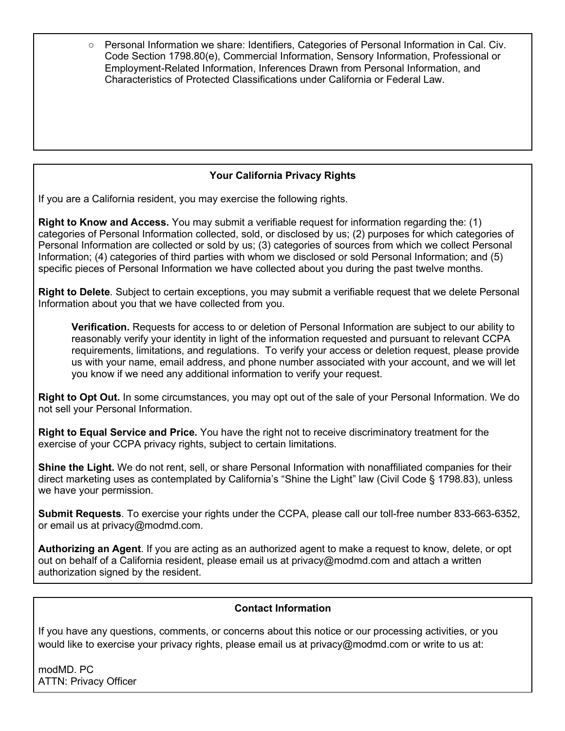- Personal Information we share: Identifiers, Categories of Personal Information in Cal. Civ. Code Section 1798.80(e), Commercial Information, Sensory Information, Professional or Employment-Related Information, Inferences Drawn from Personal Information, and Characteristics of Protected Classifications under California or Federal Law.

## Your California Privacy Rights

If you are a California resident, you may exercise the following rights.

**Right to Know and Access.** You may submit a verifiable request for information regarding the: (1) categories of Personal Information collected, sold, or disclosed by us; (2) purposes for which categories of Personal Information are collected or sold by us; (3) categories of sources from which we collect Personal Information; (4) categories of third parties with whom we disclosed or sold Personal Information; and (5) specific pieces of Personal Information we have collected about you during the past twelve months.

**Right to Delete**. Subject to certain exceptions, you may submit a verifiable request that we delete Personal Information about you that we have collected from you.

> **Verification.** Requests for access to or deletion of Personal Information are subject to our ability to reasonably verify your identity in light of the information requested and pursuant to relevant CCPA requirements, limitations, and regulations. To verify your access or deletion request, please provide us with your name, email address, and phone number associated with your account, and we will let you know if we need any additional information to verify your request.

**Right to Opt Out.** In some circumstances, you may opt out of the sale of your Personal Information. We do not sell your Personal Information.

**Right to Equal Service and Price.** You have the right not to receive discriminatory treatment for the exercise of your CCPA privacy rights, subject to certain limitations.

**Shine the Light.** We do not rent, sell, or share Personal Information with nonaffiliated companies for their direct marketing uses as contemplated by California's "Shine the Light" law (Civil Code § 1798.83), unless we have your permission.

**Submit Requests**. To exercise your rights under the CCPA, please call our toll-free number 833-663-6352, or email us at privacy@modmd.com.

**Authorizing an Agent**. If you are acting as an authorized agent to make a request to know, delete, or opt out on behalf of a California resident, please email us at privacy@modmd.com and attach a written authorization signed by the resident.

## Contact Information

If you have any questions, comments, or concerns about this notice or our processing activities, or you would like to exercise your privacy rights, please email us at privacy@modmd.com or write to us at:

modMD. PC
ATTN: Privacy Officer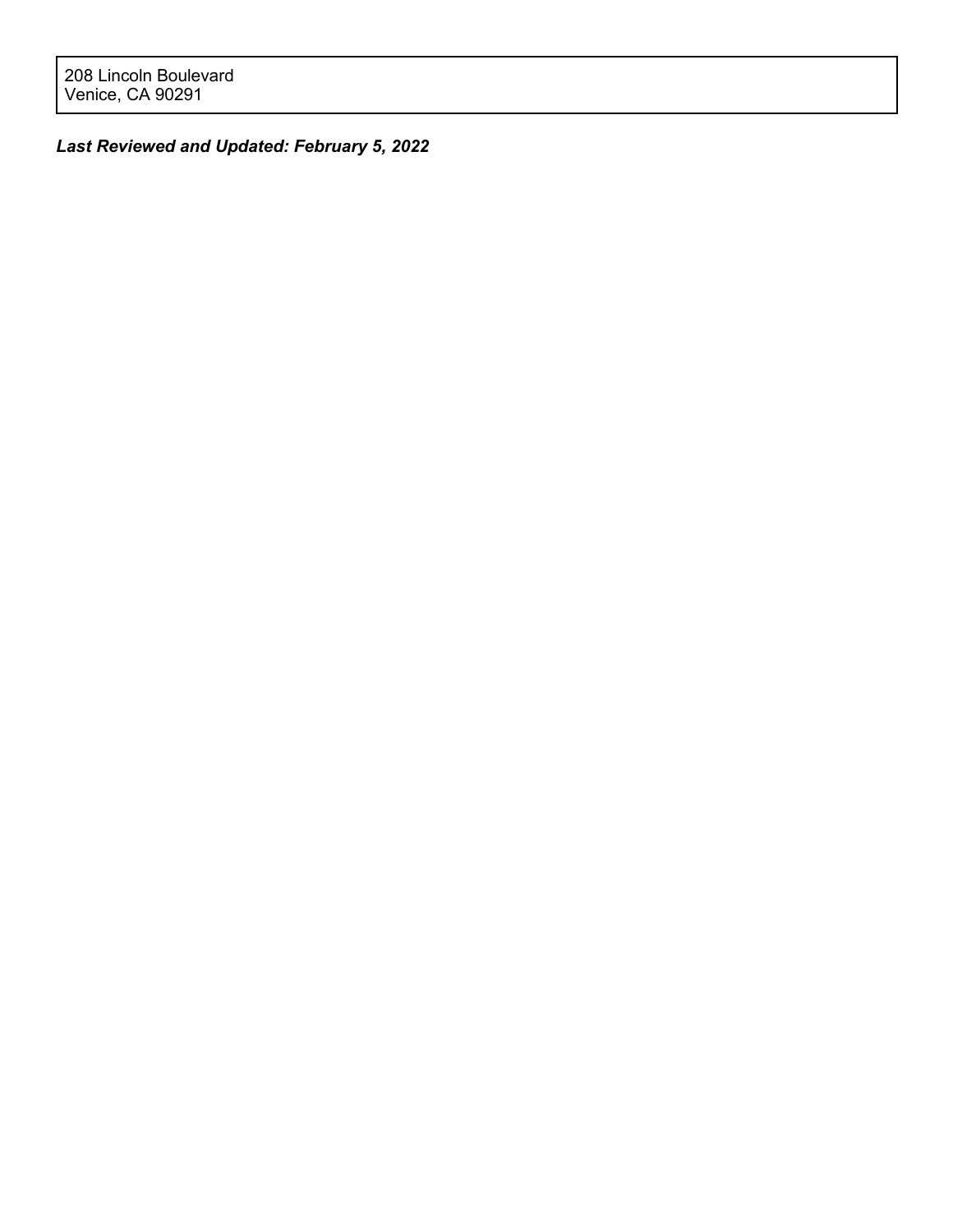208 Lincoln Boulevard
Venice, CA 90291

***Last Reviewed and Updated: February 5, 2022***